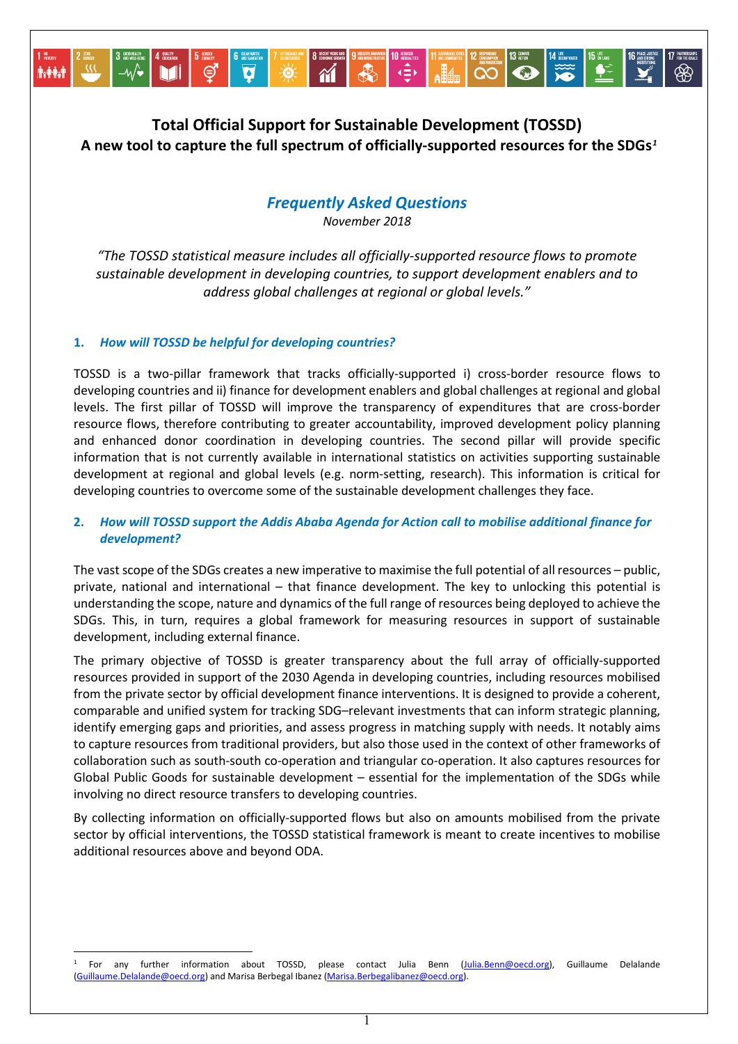# Total Official Support for Sustainable Development (TOSSD)

## A new tool to capture the full spectrum of officially-supported resources for the SDGs[1]

### *Frequently Asked Questions*

*November 2018*

*"The TOSSD statistical measure includes all officially-supported resource flows to promote sustainable development in developing countries, to support development enablers and to address global challenges at regional or global levels."*

#### 1. *How will TOSSD be helpful for developing countries?*

TOSSD is a two-pillar framework that tracks officially-supported i) cross-border resource flows to developing countries and ii) finance for development enablers and global challenges at regional and global levels. The first pillar of TOSSD will improve the transparency of expenditures that are cross-border resource flows, therefore contributing to greater accountability, improved development policy planning and enhanced donor coordination in developing countries. The second pillar will provide specific information that is not currently available in international statistics on activities supporting sustainable development at regional and global levels (e.g. norm-setting, research). This information is critical for developing countries to overcome some of the sustainable development challenges they face.

#### 2. *How will TOSSD support the Addis Ababa Agenda for Action call to mobilise additional finance for development?*

The vast scope of the SDGs creates a new imperative to maximise the full potential of all resources – public, private, national and international – that finance development. The key to unlocking this potential is understanding the scope, nature and dynamics of the full range of resources being deployed to achieve the SDGs. This, in turn, requires a global framework for measuring resources in support of sustainable development, including external finance.

The primary objective of TOSSD is greater transparency about the full array of officially-supported resources provided in support of the 2030 Agenda in developing countries, including resources mobilised from the private sector by official development finance interventions. It is designed to provide a coherent, comparable and unified system for tracking SDG–relevant investments that can inform strategic planning, identify emerging gaps and priorities, and assess progress in matching supply with needs. It notably aims to capture resources from traditional providers, but also those used in the context of other frameworks of collaboration such as south-south co-operation and triangular co-operation. It also captures resources for Global Public Goods for sustainable development – essential for the implementation of the SDGs while involving no direct resource transfers to developing countries.

By collecting information on officially-supported flows but also on amounts mobilised from the private sector by official interventions, the TOSSD statistical framework is meant to create incentives to mobilise additional resources above and beyond ODA.

---

[1] For any further information about TOSSD, please contact Julia Benn (Julia.Benn@oecd.org), Guillaume Delalande (Guillaume.Delalande@oecd.org) and Marisa Berbegal Ibanez (Marisa.Berbegalibanez@oecd.org).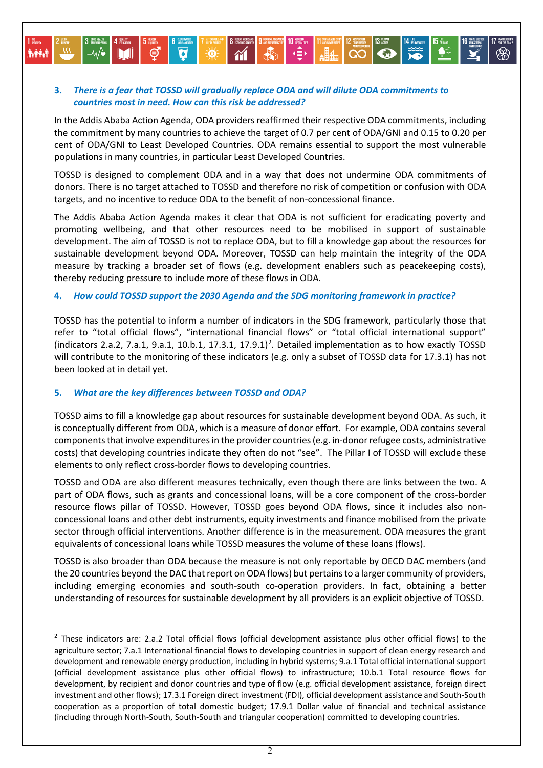### 3. *There is a fear that TOSSD will gradually replace ODA and will dilute ODA commitments to countries most in need. How can this risk be addressed?*

In the Addis Ababa Action Agenda, ODA providers reaffirmed their respective ODA commitments, including the commitment by many countries to achieve the target of 0.7 per cent of ODA/GNI and 0.15 to 0.20 per cent of ODA/GNI to Least Developed Countries. ODA remains essential to support the most vulnerable populations in many countries, in particular Least Developed Countries.

TOSSD is designed to complement ODA and in a way that does not undermine ODA commitments of donors. There is no target attached to TOSSD and therefore no risk of competition or confusion with ODA targets, and no incentive to reduce ODA to the benefit of non-concessional finance.

The Addis Ababa Action Agenda makes it clear that ODA is not sufficient for eradicating poverty and promoting wellbeing, and that other resources need to be mobilised in support of sustainable development. The aim of TOSSD is not to replace ODA, but to fill a knowledge gap about the resources for sustainable development beyond ODA. Moreover, TOSSD can help maintain the integrity of the ODA measure by tracking a broader set of flows (e.g. development enablers such as peacekeeping costs), thereby reducing pressure to include more of these flows in ODA.

### 4. *How could TOSSD support the 2030 Agenda and the SDG monitoring framework in practice?*

TOSSD has the potential to inform a number of indicators in the SDG framework, particularly those that refer to "total official flows", "international financial flows" or "total official international support" (indicators 2.a.2, 7.a.1, 9.a.1, 10.b.1, 17.3.1, 17.9.1)[2]. Detailed implementation as to how exactly TOSSD will contribute to the monitoring of these indicators (e.g. only a subset of TOSSD data for 17.3.1) has not been looked at in detail yet.

### 5. *What are the key differences between TOSSD and ODA?*

TOSSD aims to fill a knowledge gap about resources for sustainable development beyond ODA. As such, it is conceptually different from ODA, which is a measure of donor effort. For example, ODA contains several components that involve expenditures in the provider countries (e.g. in-donor refugee costs, administrative costs) that developing countries indicate they often do not "see". The Pillar I of TOSSD will exclude these elements to only reflect cross-border flows to developing countries.

TOSSD and ODA are also different measures technically, even though there are links between the two. A part of ODA flows, such as grants and concessional loans, will be a core component of the cross-border resource flows pillar of TOSSD. However, TOSSD goes beyond ODA flows, since it includes also non-concessional loans and other debt instruments, equity investments and finance mobilised from the private sector through official interventions. Another difference is in the measurement. ODA measures the grant equivalents of concessional loans while TOSSD measures the volume of these loans (flows).

TOSSD is also broader than ODA because the measure is not only reportable by OECD DAC members (and the 20 countries beyond the DAC that report on ODA flows) but pertains to a larger community of providers, including emerging economies and south-south co-operation providers. In fact, obtaining a better understanding of resources for sustainable development by all providers is an explicit objective of TOSSD.

---

[2] These indicators are: 2.a.2 Total official flows (official development assistance plus other official flows) to the agriculture sector; 7.a.1 International financial flows to developing countries in support of clean energy research and development and renewable energy production, including in hybrid systems; 9.a.1 Total official international support (official development assistance plus other official flows) to infrastructure; 10.b.1 Total resource flows for development, by recipient and donor countries and type of flow (e.g. official development assistance, foreign direct investment and other flows); 17.3.1 Foreign direct investment (FDI), official development assistance and South-South cooperation as a proportion of total domestic budget; 17.9.1 Dollar value of financial and technical assistance (including through North-South, South-South and triangular cooperation) committed to developing countries.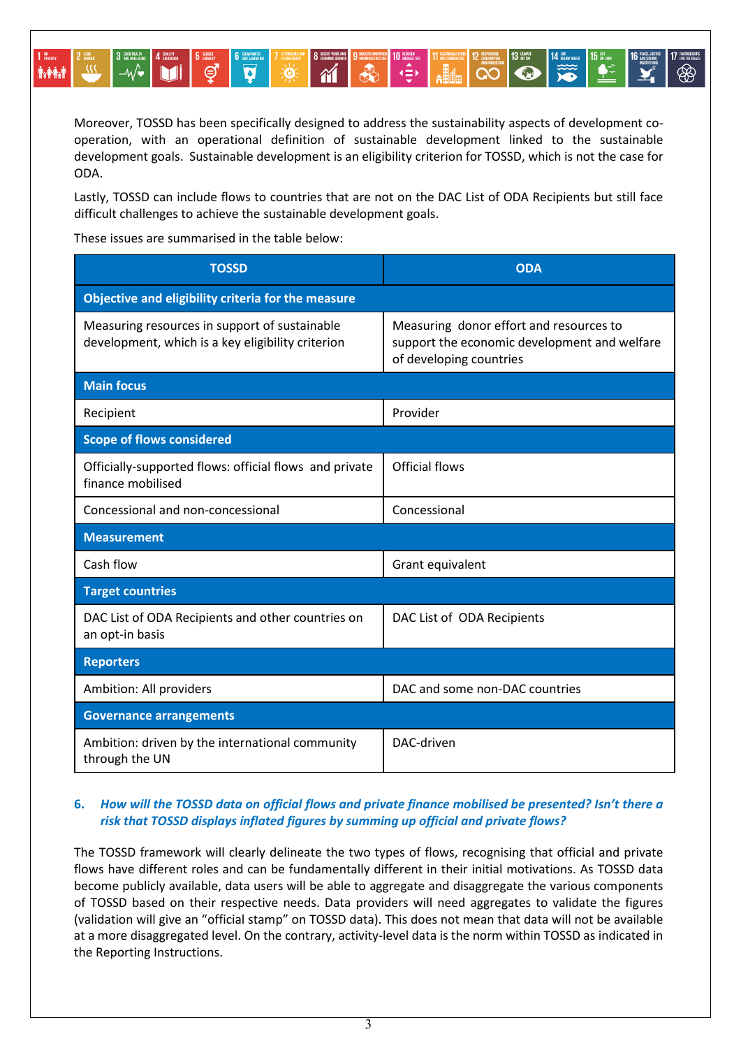Moreover, TOSSD has been specifically designed to address the sustainability aspects of development co-operation, with an operational definition of sustainable development linked to the sustainable development goals. Sustainable development is an eligibility criterion for TOSSD, which is not the case for ODA.

Lastly, TOSSD can include flows to countries that are not on the DAC List of ODA Recipients but still face difficult challenges to achieve the sustainable development goals.

These issues are summarised in the table below:

| TOSSD | ODA |
|---|---|
| **Objective and eligibility criteria for the measure** | |
| Measuring resources in support of sustainable development, which is a key eligibility criterion | Measuring donor effort and resources to support the economic development and welfare of developing countries |
| **Main focus** | |
| Recipient | Provider |
| **Scope of flows considered** | |
| Officially-supported flows: official flows and private finance mobilised | Official flows |
| Concessional and non-concessional | Concessional |
| **Measurement** | |
| Cash flow | Grant equivalent |
| **Target countries** | |
| DAC List of ODA Recipients and other countries on an opt-in basis | DAC List of ODA Recipients |
| **Reporters** | |
| Ambition: All providers | DAC and some non-DAC countries |
| **Governance arrangements** | |
| Ambition: driven by the international community through the UN | DAC-driven |

### 6. *How will the TOSSD data on official flows and private finance mobilised be presented? Isn't there a risk that TOSSD displays inflated figures by summing up official and private flows?*

The TOSSD framework will clearly delineate the two types of flows, recognising that official and private flows have different roles and can be fundamentally different in their initial motivations. As TOSSD data become publicly available, data users will be able to aggregate and disaggregate the various components of TOSSD based on their respective needs. Data providers will need aggregates to validate the figures (validation will give an "official stamp" on TOSSD data). This does not mean that data will not be available at a more disaggregated level. On the contrary, activity-level data is the norm within TOSSD as indicated in the Reporting Instructions.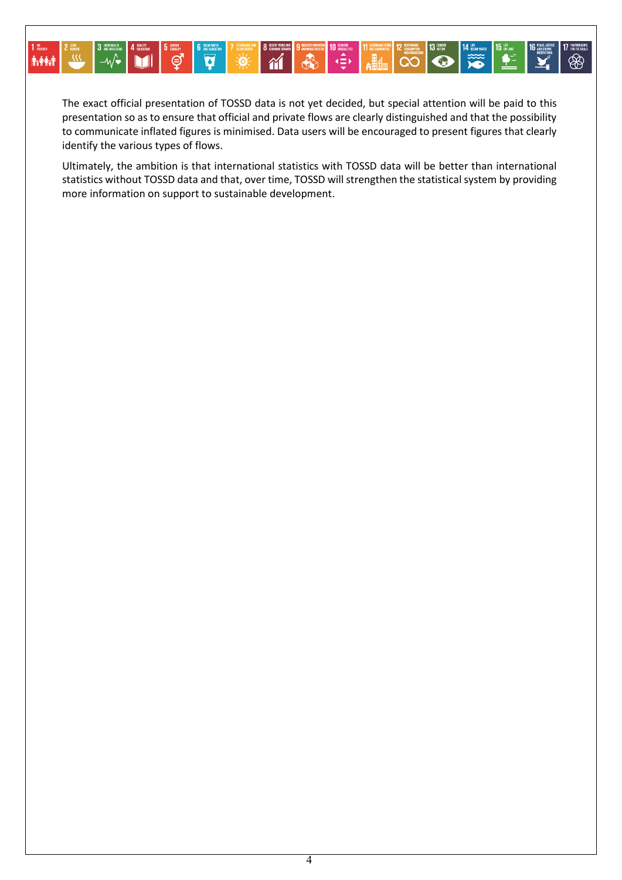The exact official presentation of TOSSD data is not yet decided, but special attention will be paid to this presentation so as to ensure that official and private flows are clearly distinguished and that the possibility to communicate inflated figures is minimised. Data users will be encouraged to present figures that clearly identify the various types of flows.

Ultimately, the ambition is that international statistics with TOSSD data will be better than international statistics without TOSSD data and that, over time, TOSSD will strengthen the statistical system by providing more information on support to sustainable development.